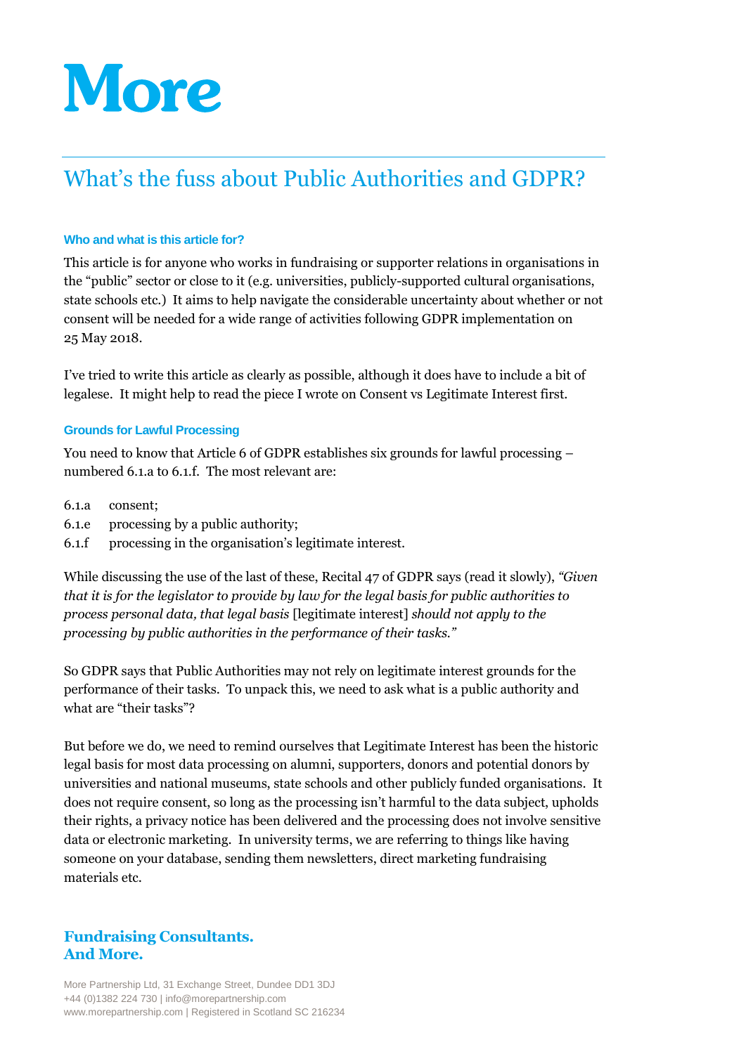# More

## What's the fuss about Public Authorities and GDPR?

### Who and what is this article for?

This article is for anyone who works in fundraising or supporter relations in organisations in the "public" sector or close to it (e.g. universities, publicly-supported cultural organisations, state schools etc.) It aims to help navigate the considerable uncertainty about whether or not consent will be needed for a wide range of activities following GDPR implementation on 25 May 2018.

I've tried to write this article as clearly as possible, although it does have to include a bit of legalese. It might help to read the piece I wrote on Consent vs Legitimate Interest first.

### Grounds for Lawful Processing

You need to know that Article 6 of GDPR establishes six grounds for lawful processing – numbered 6.1.a to 6.1.f. The most relevant are:

- 6.1.a consent;
- 6.1.e processing by a public authority;
- 6.1.f processing in the organisation's legitimate interest.

While discussing the use of the last of these, Recital 47 of GDPR says (read it slowly), *"Given that it is for the legislator to provide by law for the legal basis for public authorities to process personal data, that legal basis* [legitimate interest] *should not apply to the processing by public authorities in the performance of their tasks."*

So GDPR says that Public Authorities may not rely on legitimate interest grounds for the performance of their tasks. To unpack this, we need to ask what is a public authority and what are "their tasks"?

But before we do, we need to remind ourselves that Legitimate Interest has been the historic legal basis for most data processing on alumni, supporters, donors and potential donors by universities and national museums, state schools and other publicly funded organisations. It does not require consent, so long as the processing isn't harmful to the data subject, upholds their rights, a privacy notice has been delivered and the processing does not involve sensitive data or electronic marketing. In university terms, we are referring to things like having someone on your database, sending them newsletters, direct marketing fundraising materials etc.

**Fundraising Consultants.**
**And More.**

More Partnership Ltd, 31 Exchange Street, Dundee DD1 3DJ
+44 (0)1382 224 730 | info@morepartnership.com
www.morepartnership.com | Registered in Scotland SC 216234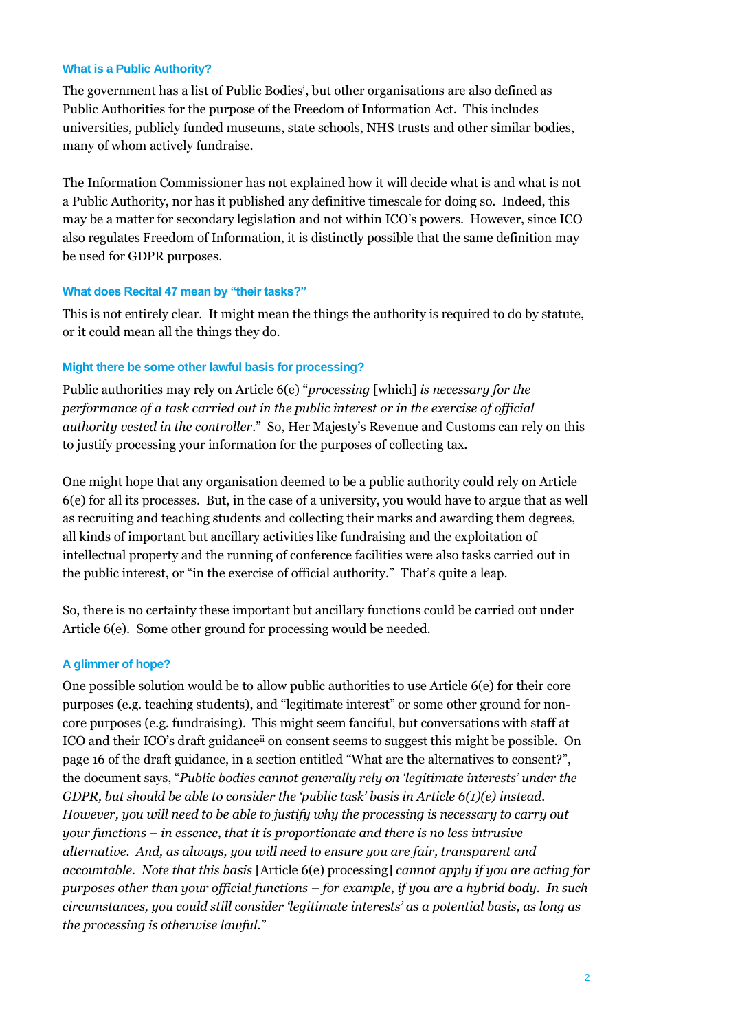### What is a Public Authority?

The government has a list of Public Bodies[i], but other organisations are also defined as Public Authorities for the purpose of the Freedom of Information Act. This includes universities, publicly funded museums, state schools, NHS trusts and other similar bodies, many of whom actively fundraise.

The Information Commissioner has not explained how it will decide what is and what is not a Public Authority, nor has it published any definitive timescale for doing so. Indeed, this may be a matter for secondary legislation and not within ICO's powers. However, since ICO also regulates Freedom of Information, it is distinctly possible that the same definition may be used for GDPR purposes.

### What does Recital 47 mean by "their tasks?"

This is not entirely clear. It might mean the things the authority is required to do by statute, or it could mean all the things they do.

### Might there be some other lawful basis for processing?

Public authorities may rely on Article 6(e) "*processing* [which] *is necessary for the performance of a task carried out in the public interest or in the exercise of official authority vested in the controller*." So, Her Majesty's Revenue and Customs can rely on this to justify processing your information for the purposes of collecting tax.

One might hope that any organisation deemed to be a public authority could rely on Article 6(e) for all its processes. But, in the case of a university, you would have to argue that as well as recruiting and teaching students and collecting their marks and awarding them degrees, all kinds of important but ancillary activities like fundraising and the exploitation of intellectual property and the running of conference facilities were also tasks carried out in the public interest, or "in the exercise of official authority." That's quite a leap.

So, there is no certainty these important but ancillary functions could be carried out under Article 6(e). Some other ground for processing would be needed.

### A glimmer of hope?

One possible solution would be to allow public authorities to use Article 6(e) for their core purposes (e.g. teaching students), and "legitimate interest" or some other ground for non-core purposes (e.g. fundraising). This might seem fanciful, but conversations with staff at ICO and their ICO's draft guidance[ii] on consent seems to suggest this might be possible. On page 16 of the draft guidance, in a section entitled "What are the alternatives to consent?", the document says, "*Public bodies cannot generally rely on 'legitimate interests' under the GDPR, but should be able to consider the 'public task' basis in Article 6(1)(e) instead. However, you will need to be able to justify why the processing is necessary to carry out your functions – in essence, that it is proportionate and there is no less intrusive alternative. And, as always, you will need to ensure you are fair, transparent and accountable. Note that this basis* [Article 6(e) processing] *cannot apply if you are acting for purposes other than your official functions – for example, if you are a hybrid body. In such circumstances, you could still consider 'legitimate interests' as a potential basis, as long as the processing is otherwise lawful.*"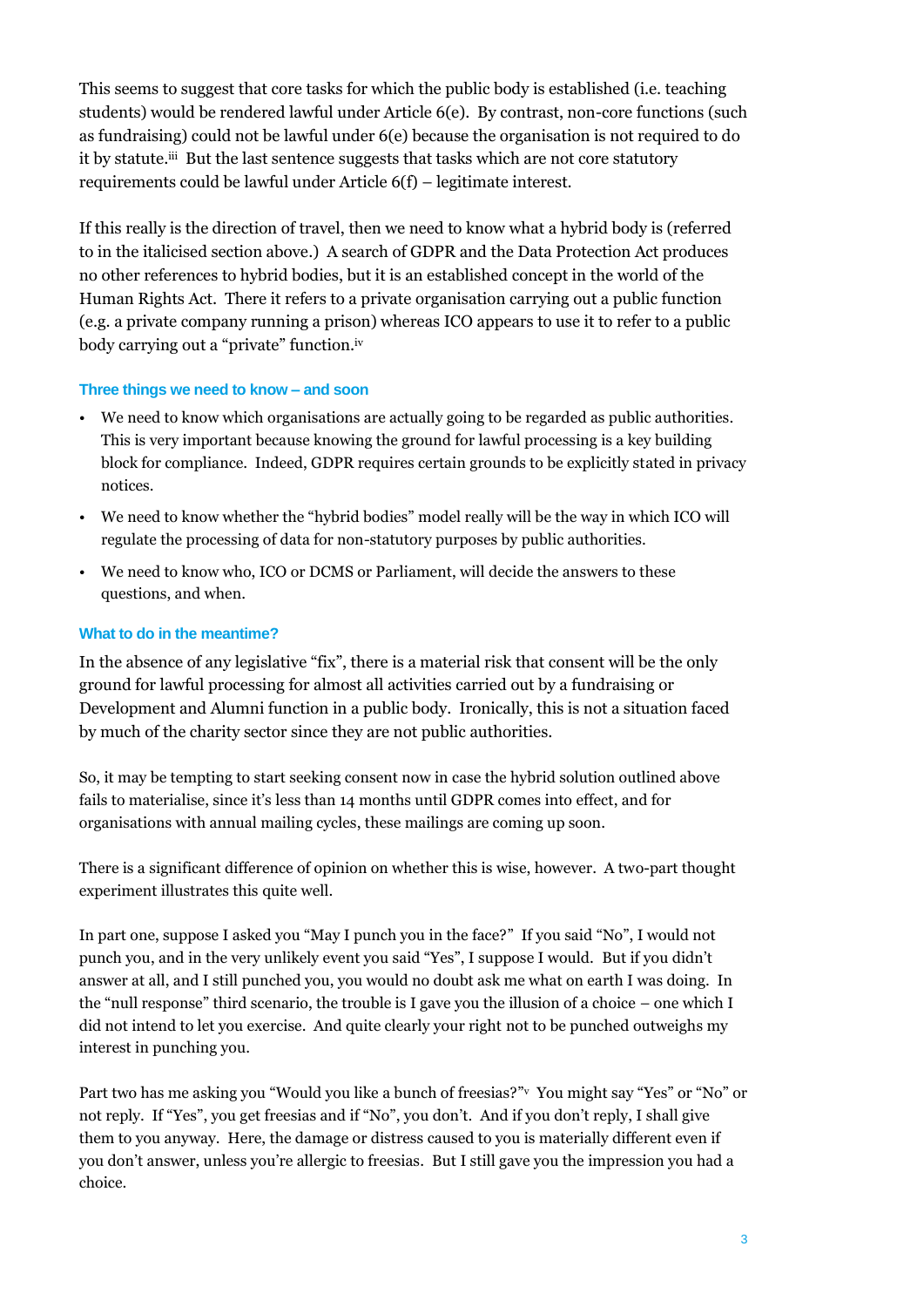This seems to suggest that core tasks for which the public body is established (i.e. teaching students) would be rendered lawful under Article 6(e). By contrast, non-core functions (such as fundraising) could not be lawful under 6(e) because the organisation is not required to do it by statute.[iii] But the last sentence suggests that tasks which are not core statutory requirements could be lawful under Article 6(f) – legitimate interest.

If this really is the direction of travel, then we need to know what a hybrid body is (referred to in the italicised section above.) A search of GDPR and the Data Protection Act produces no other references to hybrid bodies, but it is an established concept in the world of the Human Rights Act. There it refers to a private organisation carrying out a public function (e.g. a private company running a prison) whereas ICO appears to use it to refer to a public body carrying out a "private" function.[iv]

### Three things we need to know – and soon

- We need to know which organisations are actually going to be regarded as public authorities. This is very important because knowing the ground for lawful processing is a key building block for compliance. Indeed, GDPR requires certain grounds to be explicitly stated in privacy notices.
- We need to know whether the "hybrid bodies" model really will be the way in which ICO will regulate the processing of data for non-statutory purposes by public authorities.
- We need to know who, ICO or DCMS or Parliament, will decide the answers to these questions, and when.

### What to do in the meantime?

In the absence of any legislative "fix", there is a material risk that consent will be the only ground for lawful processing for almost all activities carried out by a fundraising or Development and Alumni function in a public body. Ironically, this is not a situation faced by much of the charity sector since they are not public authorities.

So, it may be tempting to start seeking consent now in case the hybrid solution outlined above fails to materialise, since it's less than 14 months until GDPR comes into effect, and for organisations with annual mailing cycles, these mailings are coming up soon.

There is a significant difference of opinion on whether this is wise, however. A two-part thought experiment illustrates this quite well.

In part one, suppose I asked you "May I punch you in the face?" If you said "No", I would not punch you, and in the very unlikely event you said "Yes", I suppose I would. But if you didn't answer at all, and I still punched you, you would no doubt ask me what on earth I was doing. In the "null response" third scenario, the trouble is I gave you the illusion of a choice – one which I did not intend to let you exercise. And quite clearly your right not to be punched outweighs my interest in punching you.

Part two has me asking you "Would you like a bunch of freesias?"[v] You might say "Yes" or "No" or not reply. If "Yes", you get freesias and if "No", you don't. And if you don't reply, I shall give them to you anyway. Here, the damage or distress caused to you is materially different even if you don't answer, unless you're allergic to freesias. But I still gave you the impression you had a choice.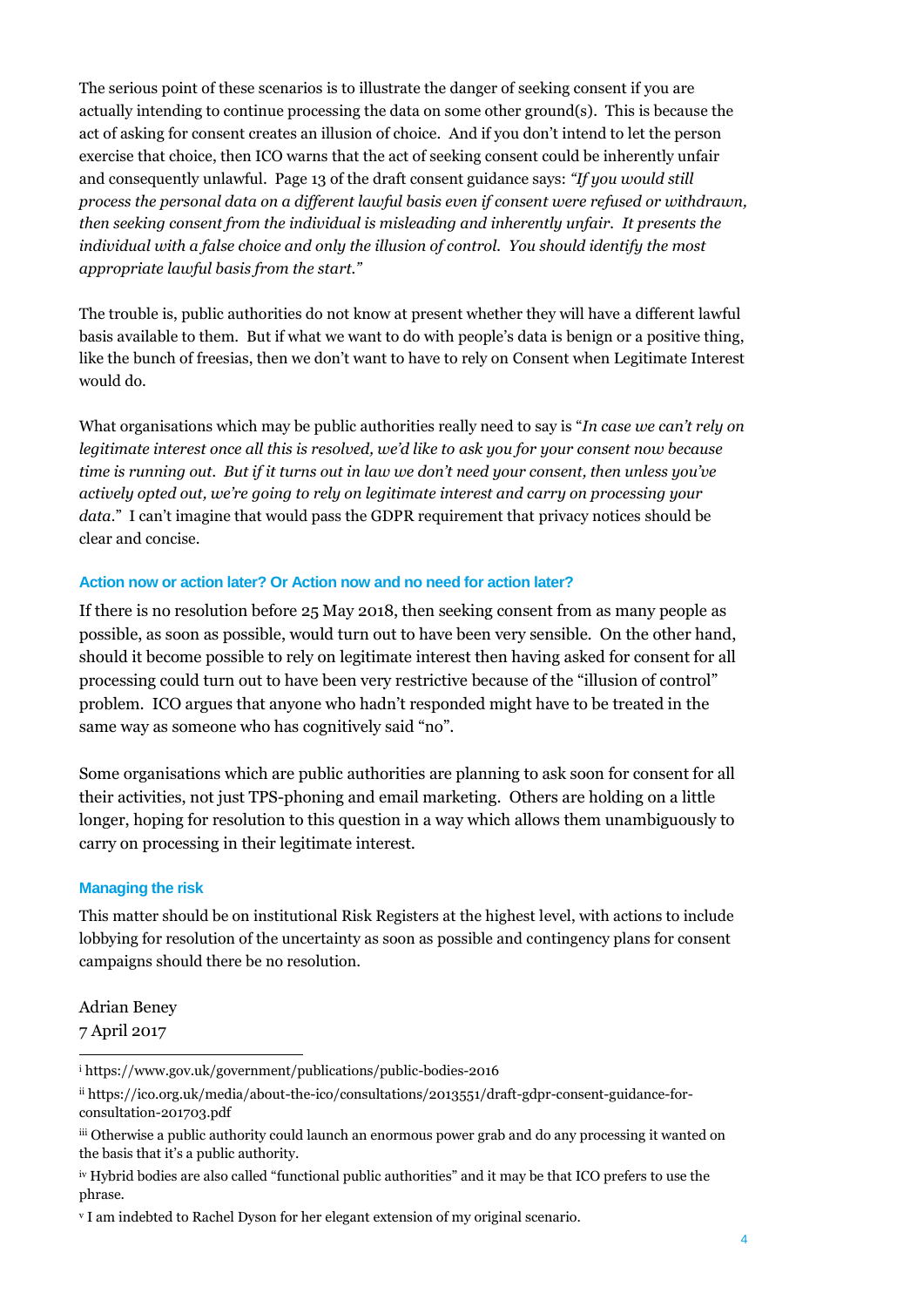The serious point of these scenarios is to illustrate the danger of seeking consent if you are actually intending to continue processing the data on some other ground(s). This is because the act of asking for consent creates an illusion of choice. And if you don't intend to let the person exercise that choice, then ICO warns that the act of seeking consent could be inherently unfair and consequently unlawful. Page 13 of the draft consent guidance says: *"If you would still process the personal data on a different lawful basis even if consent were refused or withdrawn, then seeking consent from the individual is misleading and inherently unfair. It presents the individual with a false choice and only the illusion of control. You should identify the most appropriate lawful basis from the start."*

The trouble is, public authorities do not know at present whether they will have a different lawful basis available to them. But if what we want to do with people's data is benign or a positive thing, like the bunch of freesias, then we don't want to have to rely on Consent when Legitimate Interest would do.

What organisations which may be public authorities really need to say is "*In case we can't rely on legitimate interest once all this is resolved, we'd like to ask you for your consent now because time is running out. But if it turns out in law we don't need your consent, then unless you've actively opted out, we're going to rely on legitimate interest and carry on processing your data.*" I can't imagine that would pass the GDPR requirement that privacy notices should be clear and concise.

#### Action now or action later? Or Action now and no need for action later?

If there is no resolution before 25 May 2018, then seeking consent from as many people as possible, as soon as possible, would turn out to have been very sensible. On the other hand, should it become possible to rely on legitimate interest then having asked for consent for all processing could turn out to have been very restrictive because of the "illusion of control" problem. ICO argues that anyone who hadn't responded might have to be treated in the same way as someone who has cognitively said "no".

Some organisations which are public authorities are planning to ask soon for consent for all their activities, not just TPS-phoning and email marketing. Others are holding on a little longer, hoping for resolution to this question in a way which allows them unambiguously to carry on processing in their legitimate interest.

#### Managing the risk

This matter should be on institutional Risk Registers at the highest level, with actions to include lobbying for resolution of the uncertainty as soon as possible and contingency plans for consent campaigns should there be no resolution.

Adrian Beney
7 April 2017

---

[i] https://www.gov.uk/government/publications/public-bodies-2016

[ii] https://ico.org.uk/media/about-the-ico/consultations/2013551/draft-gdpr-consent-guidance-for-consultation-201703.pdf

[iii] Otherwise a public authority could launch an enormous power grab and do any processing it wanted on the basis that it's a public authority.

[iv] Hybrid bodies are also called "functional public authorities" and it may be that ICO prefers to use the phrase.

[v] I am indebted to Rachel Dyson for her elegant extension of my original scenario.